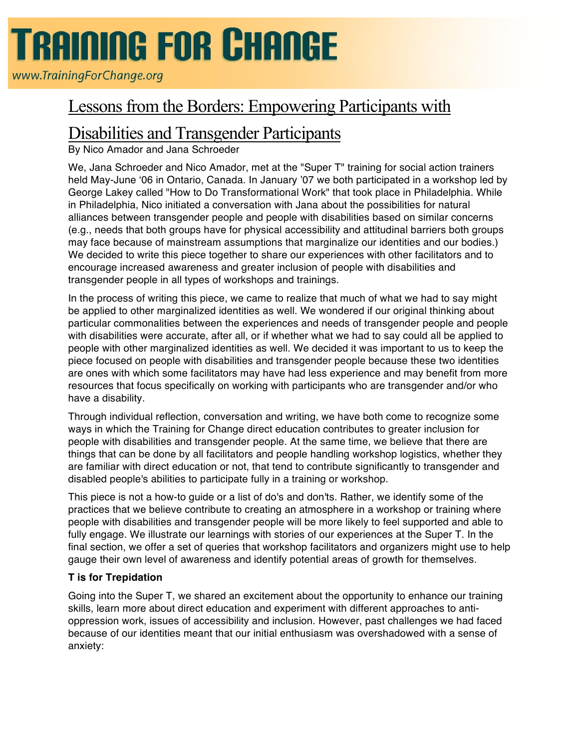# Training for Change

www.TrainingForChange.org

## Lessons from the Borders: Empowering Participants with Disabilities and Transgender Participants

By Nico Amador and Jana Schroeder

We, Jana Schroeder and Nico Amador, met at the "Super T" training for social action trainers held May-June '06 in Ontario, Canada. In January '07 we both participated in a workshop led by George Lakey called "How to Do Transformational Work" that took place in Philadelphia. While in Philadelphia, Nico initiated a conversation with Jana about the possibilities for natural alliances between transgender people and people with disabilities based on similar concerns (e.g., needs that both groups have for physical accessibility and attitudinal barriers both groups may face because of mainstream assumptions that marginalize our identities and our bodies.) We decided to write this piece together to share our experiences with other facilitators and to encourage increased awareness and greater inclusion of people with disabilities and transgender people in all types of workshops and trainings.

In the process of writing this piece, we came to realize that much of what we had to say might be applied to other marginalized identities as well. We wondered if our original thinking about particular commonalities between the experiences and needs of transgender people and people with disabilities were accurate, after all, or if whether what we had to say could all be applied to people with other marginalized identities as well. We decided it was important to us to keep the piece focused on people with disabilities and transgender people because these two identities are ones with which some facilitators may have had less experience and may benefit from more resources that focus specifically on working with participants who are transgender and/or who have a disability.

Through individual reflection, conversation and writing, we have both come to recognize some ways in which the Training for Change direct education contributes to greater inclusion for people with disabilities and transgender people. At the same time, we believe that there are things that can be done by all facilitators and people handling workshop logistics, whether they are familiar with direct education or not, that tend to contribute significantly to transgender and disabled people's abilities to participate fully in a training or workshop.

This piece is not a how-to guide or a list of do's and don'ts. Rather, we identify some of the practices that we believe contribute to creating an atmosphere in a workshop or training where people with disabilities and transgender people will be more likely to feel supported and able to fully engage. We illustrate our learnings with stories of our experiences at the Super T. In the final section, we offer a set of queries that workshop facilitators and organizers might use to help gauge their own level of awareness and identify potential areas of growth for themselves.

**T is for Trepidation**

Going into the Super T, we shared an excitement about the opportunity to enhance our training skills, learn more about direct education and experiment with different approaches to anti-oppression work, issues of accessibility and inclusion. However, past challenges we had faced because of our identities meant that our initial enthusiasm was overshadowed with a sense of anxiety: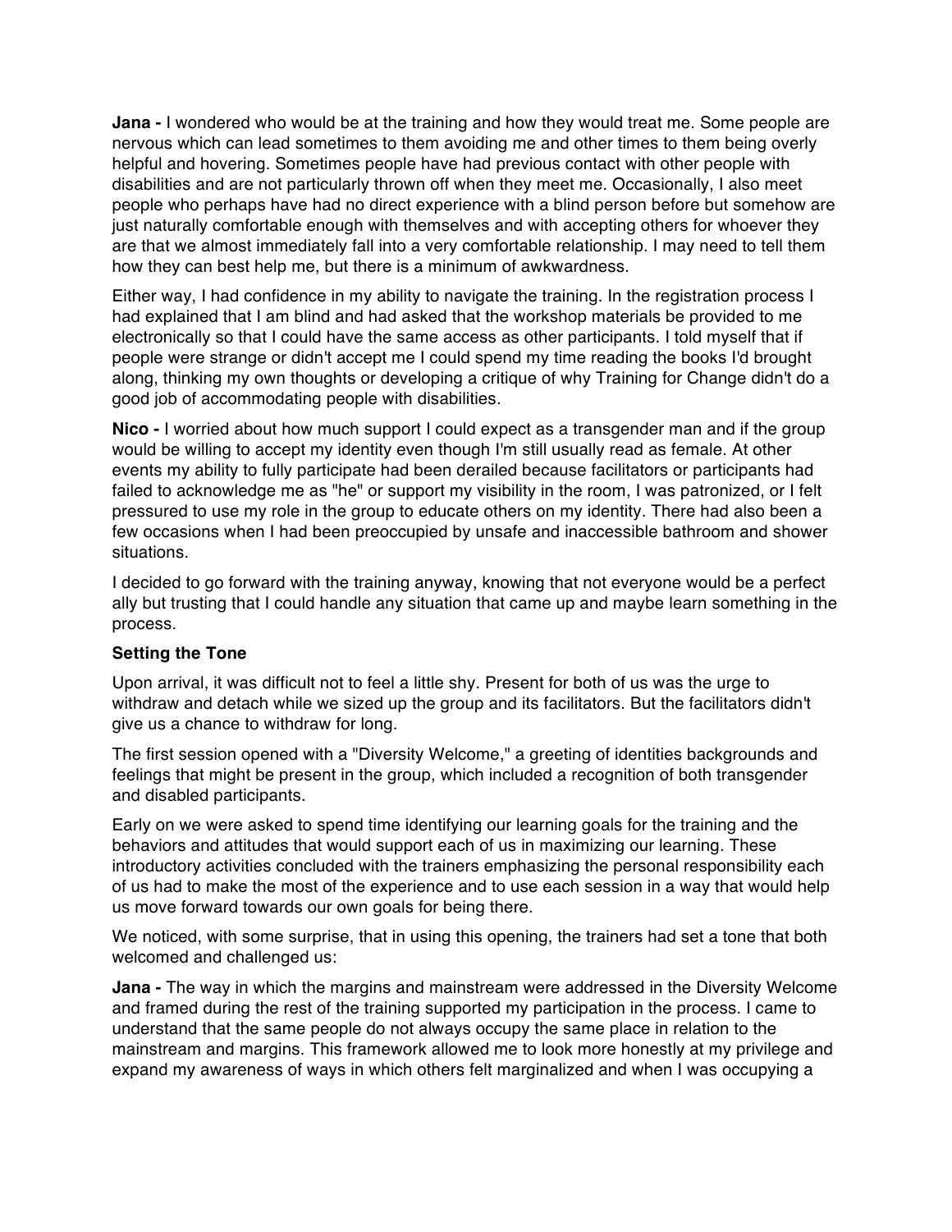**Jana -** I wondered who would be at the training and how they would treat me. Some people are nervous which can lead sometimes to them avoiding me and other times to them being overly helpful and hovering. Sometimes people have had previous contact with other people with disabilities and are not particularly thrown off when they meet me. Occasionally, I also meet people who perhaps have had no direct experience with a blind person before but somehow are just naturally comfortable enough with themselves and with accepting others for whoever they are that we almost immediately fall into a very comfortable relationship. I may need to tell them how they can best help me, but there is a minimum of awkwardness.

Either way, I had confidence in my ability to navigate the training. In the registration process I had explained that I am blind and had asked that the workshop materials be provided to me electronically so that I could have the same access as other participants. I told myself that if people were strange or didn't accept me I could spend my time reading the books I'd brought along, thinking my own thoughts or developing a critique of why Training for Change didn't do a good job of accommodating people with disabilities.

**Nico -** I worried about how much support I could expect as a transgender man and if the group would be willing to accept my identity even though I'm still usually read as female. At other events my ability to fully participate had been derailed because facilitators or participants had failed to acknowledge me as "he" or support my visibility in the room, I was patronized, or I felt pressured to use my role in the group to educate others on my identity. There had also been a few occasions when I had been preoccupied by unsafe and inaccessible bathroom and shower situations.

I decided to go forward with the training anyway, knowing that not everyone would be a perfect ally but trusting that I could handle any situation that came up and maybe learn something in the process.

### Setting the Tone

Upon arrival, it was difficult not to feel a little shy. Present for both of us was the urge to withdraw and detach while we sized up the group and its facilitators. But the facilitators didn't give us a chance to withdraw for long.

The first session opened with a "Diversity Welcome," a greeting of identities backgrounds and feelings that might be present in the group, which included a recognition of both transgender and disabled participants.

Early on we were asked to spend time identifying our learning goals for the training and the behaviors and attitudes that would support each of us in maximizing our learning. These introductory activities concluded with the trainers emphasizing the personal responsibility each of us had to make the most of the experience and to use each session in a way that would help us move forward towards our own goals for being there.

We noticed, with some surprise, that in using this opening, the trainers had set a tone that both welcomed and challenged us:

**Jana -** The way in which the margins and mainstream were addressed in the Diversity Welcome and framed during the rest of the training supported my participation in the process. I came to understand that the same people do not always occupy the same place in relation to the mainstream and margins. This framework allowed me to look more honestly at my privilege and expand my awareness of ways in which others felt marginalized and when I was occupying a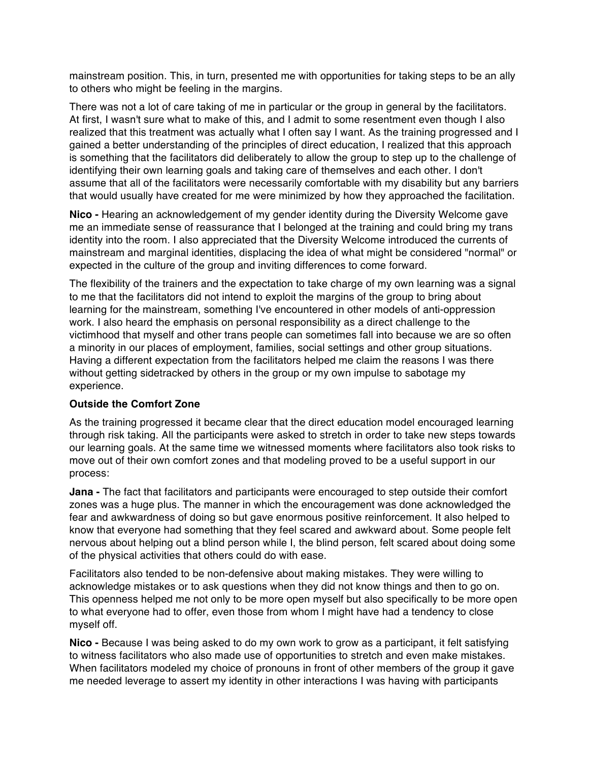mainstream position. This, in turn, presented me with opportunities for taking steps to be an ally to others who might be feeling in the margins.

There was not a lot of care taking of me in particular or the group in general by the facilitators. At first, I wasn't sure what to make of this, and I admit to some resentment even though I also realized that this treatment was actually what I often say I want. As the training progressed and I gained a better understanding of the principles of direct education, I realized that this approach is something that the facilitators did deliberately to allow the group to step up to the challenge of identifying their own learning goals and taking care of themselves and each other. I don't assume that all of the facilitators were necessarily comfortable with my disability but any barriers that would usually have created for me were minimized by how they approached the facilitation.

**Nico -** Hearing an acknowledgement of my gender identity during the Diversity Welcome gave me an immediate sense of reassurance that I belonged at the training and could bring my trans identity into the room. I also appreciated that the Diversity Welcome introduced the currents of mainstream and marginal identities, displacing the idea of what might be considered "normal" or expected in the culture of the group and inviting differences to come forward.

The flexibility of the trainers and the expectation to take charge of my own learning was a signal to me that the facilitators did not intend to exploit the margins of the group to bring about learning for the mainstream, something I've encountered in other models of anti-oppression work. I also heard the emphasis on personal responsibility as a direct challenge to the victimhood that myself and other trans people can sometimes fall into because we are so often a minority in our places of employment, families, social settings and other group situations. Having a different expectation from the facilitators helped me claim the reasons I was there without getting sidetracked by others in the group or my own impulse to sabotage my experience.

**Outside the Comfort Zone**

As the training progressed it became clear that the direct education model encouraged learning through risk taking. All the participants were asked to stretch in order to take new steps towards our learning goals. At the same time we witnessed moments where facilitators also took risks to move out of their own comfort zones and that modeling proved to be a useful support in our process:

**Jana -** The fact that facilitators and participants were encouraged to step outside their comfort zones was a huge plus. The manner in which the encouragement was done acknowledged the fear and awkwardness of doing so but gave enormous positive reinforcement. It also helped to know that everyone had something that they feel scared and awkward about. Some people felt nervous about helping out a blind person while I, the blind person, felt scared about doing some of the physical activities that others could do with ease.

Facilitators also tended to be non-defensive about making mistakes. They were willing to acknowledge mistakes or to ask questions when they did not know things and then to go on. This openness helped me not only to be more open myself but also specifically to be more open to what everyone had to offer, even those from whom I might have had a tendency to close myself off.

**Nico -** Because I was being asked to do my own work to grow as a participant, it felt satisfying to witness facilitators who also made use of opportunities to stretch and even make mistakes. When facilitators modeled my choice of pronouns in front of other members of the group it gave me needed leverage to assert my identity in other interactions I was having with participants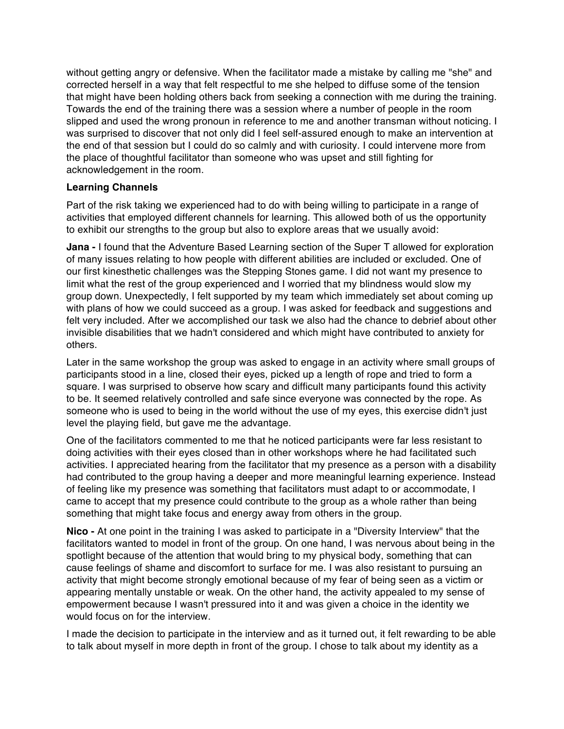without getting angry or defensive. When the facilitator made a mistake by calling me "she" and corrected herself in a way that felt respectful to me she helped to diffuse some of the tension that might have been holding others back from seeking a connection with me during the training. Towards the end of the training there was a session where a number of people in the room slipped and used the wrong pronoun in reference to me and another transman without noticing. I was surprised to discover that not only did I feel self-assured enough to make an intervention at the end of that session but I could do so calmly and with curiosity. I could intervene more from the place of thoughtful facilitator than someone who was upset and still fighting for acknowledgement in the room.

**Learning Channels**

Part of the risk taking we experienced had to do with being willing to participate in a range of activities that employed different channels for learning. This allowed both of us the opportunity to exhibit our strengths to the group but also to explore areas that we usually avoid:

**Jana -** I found that the Adventure Based Learning section of the Super T allowed for exploration of many issues relating to how people with different abilities are included or excluded. One of our first kinesthetic challenges was the Stepping Stones game. I did not want my presence to limit what the rest of the group experienced and I worried that my blindness would slow my group down. Unexpectedly, I felt supported by my team which immediately set about coming up with plans of how we could succeed as a group. I was asked for feedback and suggestions and felt very included. After we accomplished our task we also had the chance to debrief about other invisible disabilities that we hadn't considered and which might have contributed to anxiety for others.

Later in the same workshop the group was asked to engage in an activity where small groups of participants stood in a line, closed their eyes, picked up a length of rope and tried to form a square. I was surprised to observe how scary and difficult many participants found this activity to be. It seemed relatively controlled and safe since everyone was connected by the rope. As someone who is used to being in the world without the use of my eyes, this exercise didn't just level the playing field, but gave me the advantage.

One of the facilitators commented to me that he noticed participants were far less resistant to doing activities with their eyes closed than in other workshops where he had facilitated such activities. I appreciated hearing from the facilitator that my presence as a person with a disability had contributed to the group having a deeper and more meaningful learning experience. Instead of feeling like my presence was something that facilitators must adapt to or accommodate, I came to accept that my presence could contribute to the group as a whole rather than being something that might take focus and energy away from others in the group.

**Nico -** At one point in the training I was asked to participate in a "Diversity Interview" that the facilitators wanted to model in front of the group. On one hand, I was nervous about being in the spotlight because of the attention that would bring to my physical body, something that can cause feelings of shame and discomfort to surface for me. I was also resistant to pursuing an activity that might become strongly emotional because of my fear of being seen as a victim or appearing mentally unstable or weak. On the other hand, the activity appealed to my sense of empowerment because I wasn't pressured into it and was given a choice in the identity we would focus on for the interview.

I made the decision to participate in the interview and as it turned out, it felt rewarding to be able to talk about myself in more depth in front of the group. I chose to talk about my identity as a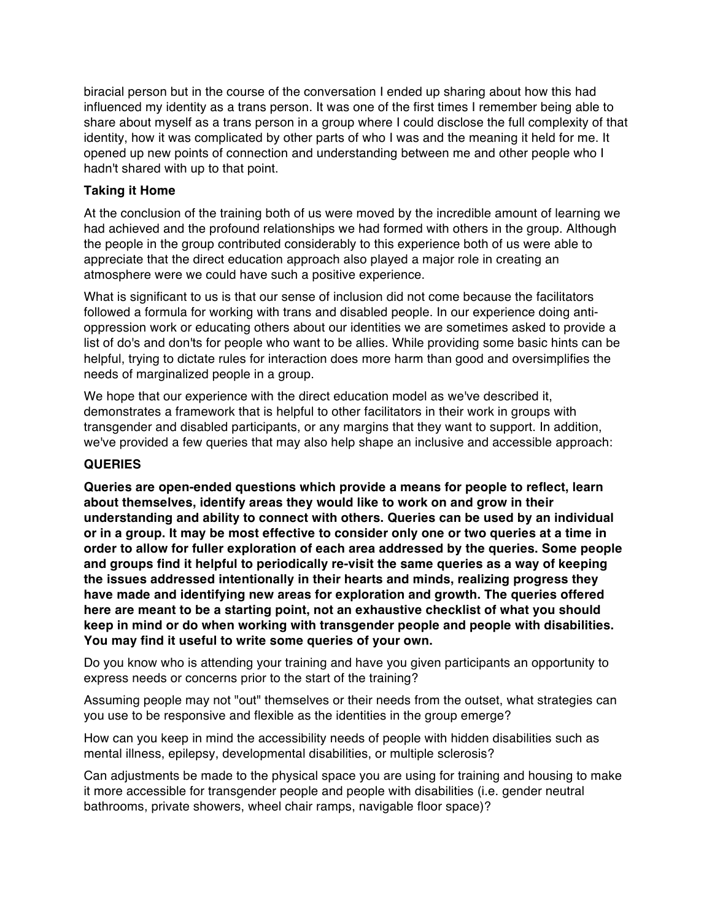biracial person but in the course of the conversation I ended up sharing about how this had influenced my identity as a trans person. It was one of the first times I remember being able to share about myself as a trans person in a group where I could disclose the full complexity of that identity, how it was complicated by other parts of who I was and the meaning it held for me. It opened up new points of connection and understanding between me and other people who I hadn't shared with up to that point.

**Taking it Home**

At the conclusion of the training both of us were moved by the incredible amount of learning we had achieved and the profound relationships we had formed with others in the group. Although the people in the group contributed considerably to this experience both of us were able to appreciate that the direct education approach also played a major role in creating an atmosphere were we could have such a positive experience.

What is significant to us is that our sense of inclusion did not come because the facilitators followed a formula for working with trans and disabled people. In our experience doing anti-oppression work or educating others about our identities we are sometimes asked to provide a list of do's and don'ts for people who want to be allies. While providing some basic hints can be helpful, trying to dictate rules for interaction does more harm than good and oversimplifies the needs of marginalized people in a group.

We hope that our experience with the direct education model as we've described it, demonstrates a framework that is helpful to other facilitators in their work in groups with transgender and disabled participants, or any margins that they want to support. In addition, we've provided a few queries that may also help shape an inclusive and accessible approach:

**QUERIES**

**Queries are open-ended questions which provide a means for people to reflect, learn about themselves, identify areas they would like to work on and grow in their understanding and ability to connect with others. Queries can be used by an individual or in a group. It may be most effective to consider only one or two queries at a time in order to allow for fuller exploration of each area addressed by the queries. Some people and groups find it helpful to periodically re-visit the same queries as a way of keeping the issues addressed intentionally in their hearts and minds, realizing progress they have made and identifying new areas for exploration and growth. The queries offered here are meant to be a starting point, not an exhaustive checklist of what you should keep in mind or do when working with transgender people and people with disabilities. You may find it useful to write some queries of your own.**

Do you know who is attending your training and have you given participants an opportunity to express needs or concerns prior to the start of the training?

Assuming people may not "out" themselves or their needs from the outset, what strategies can you use to be responsive and flexible as the identities in the group emerge?

How can you keep in mind the accessibility needs of people with hidden disabilities such as mental illness, epilepsy, developmental disabilities, or multiple sclerosis?

Can adjustments be made to the physical space you are using for training and housing to make it more accessible for transgender people and people with disabilities (i.e. gender neutral bathrooms, private showers, wheel chair ramps, navigable floor space)?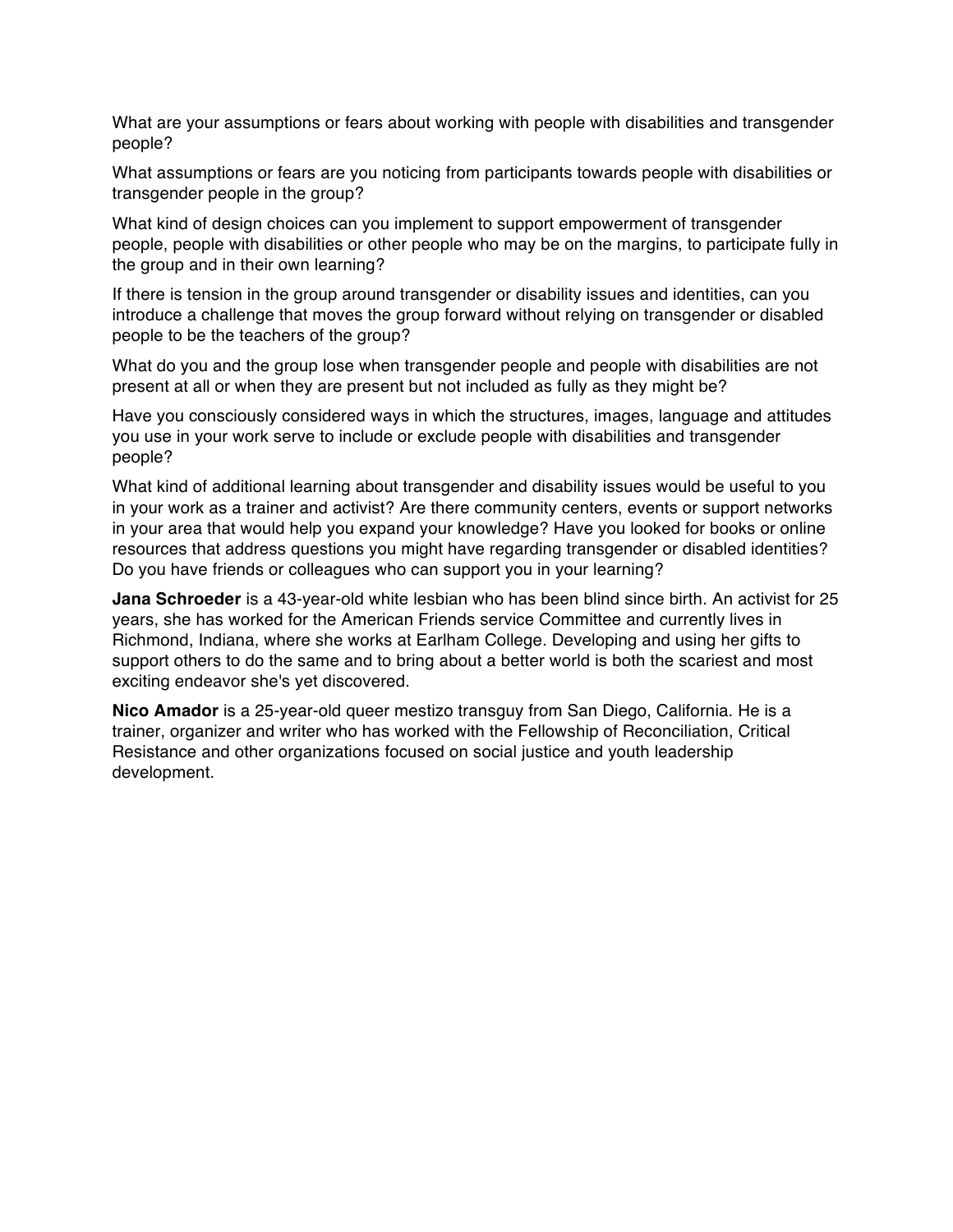What are your assumptions or fears about working with people with disabilities and transgender people?

What assumptions or fears are you noticing from participants towards people with disabilities or transgender people in the group?

What kind of design choices can you implement to support empowerment of transgender people, people with disabilities or other people who may be on the margins, to participate fully in the group and in their own learning?

If there is tension in the group around transgender or disability issues and identities, can you introduce a challenge that moves the group forward without relying on transgender or disabled people to be the teachers of the group?

What do you and the group lose when transgender people and people with disabilities are not present at all or when they are present but not included as fully as they might be?

Have you consciously considered ways in which the structures, images, language and attitudes you use in your work serve to include or exclude people with disabilities and transgender people?

What kind of additional learning about transgender and disability issues would be useful to you in your work as a trainer and activist? Are there community centers, events or support networks in your area that would help you expand your knowledge? Have you looked for books or online resources that address questions you might have regarding transgender or disabled identities? Do you have friends or colleagues who can support you in your learning?

**Jana Schroeder** is a 43-year-old white lesbian who has been blind since birth. An activist for 25 years, she has worked for the American Friends service Committee and currently lives in Richmond, Indiana, where she works at Earlham College. Developing and using her gifts to support others to do the same and to bring about a better world is both the scariest and most exciting endeavor she's yet discovered.

**Nico Amador** is a 25-year-old queer mestizo transguy from San Diego, California. He is a trainer, organizer and writer who has worked with the Fellowship of Reconciliation, Critical Resistance and other organizations focused on social justice and youth leadership development.